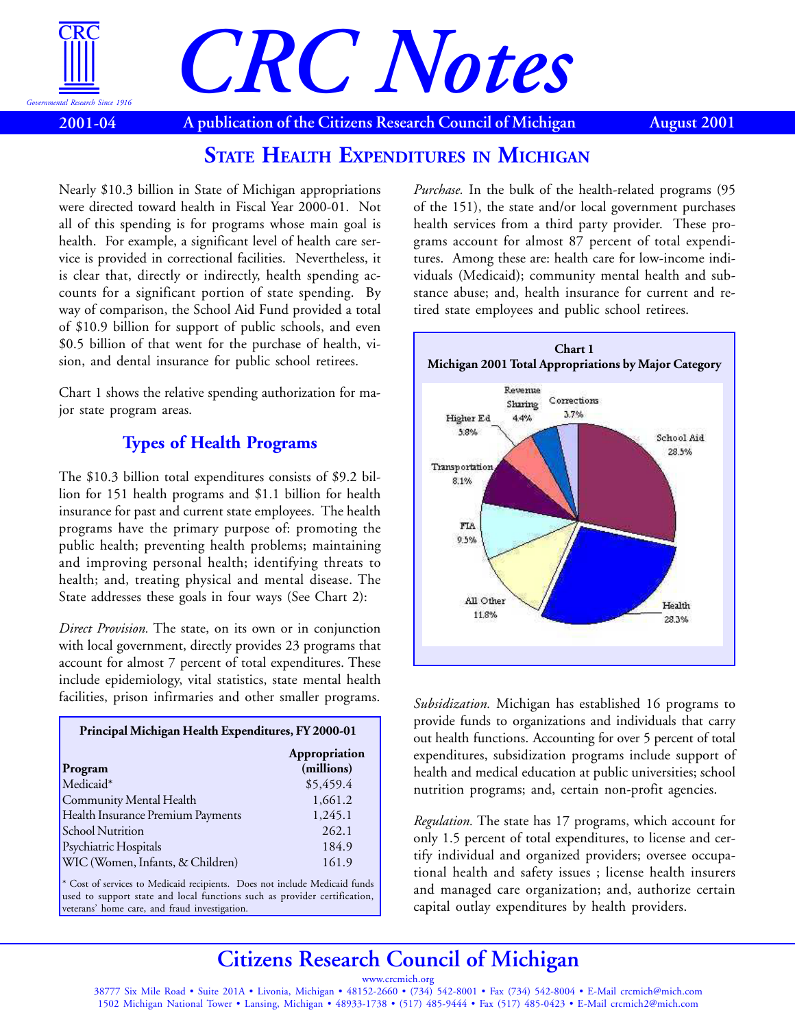# CRC Notes

**2001-04** — **A publication of the Citizens Research Council of Michigan** — **August 2001**

## State Health Expenditures in Michigan

Nearly $10.3 billion in State of Michigan appropriations were directed toward health in Fiscal Year 2000-01. Not all of this spending is for programs whose main goal is health. For example, a significant level of health care service is provided in correctional facilities. Nevertheless, it is clear that, directly or indirectly, health spending accounts for a significant portion of state spending. By way of comparison, the School Aid Fund provided a total of $10.9 billion for support of public schools, and even $0.5 billion of that went for the purchase of health, vision, and dental insurance for public school retirees.

Chart 1 shows the relative spending authorization for major state program areas.

### Types of Health Programs

The $10.3 billion total expenditures consists of $9.2 billion for 151 health programs and $1.1 billion for health insurance for past and current state employees. The health programs have the primary purpose of: promoting the public health; preventing health problems; maintaining and improving personal health; identifying threats to health; and, treating physical and mental disease. The State addresses these goals in four ways (See Chart 2):

*Direct Provision.* The state, on its own or in conjunction with local government, directly provides 23 programs that account for almost 7 percent of total expenditures. These include epidemiology, vital statistics, state mental health facilities, prison infirmaries and other smaller programs.

**Principal Michigan Health Expenditures, FY 2000-01**

| Program | Appropriation (millions) |
|---|---|
| Medicaid* | $5,459.4 |
| Community Mental Health | 1,661.2 |
| Health Insurance Premium Payments | 1,245.1 |
| School Nutrition | 262.1 |
| Psychiatric Hospitals | 184.9 |
| WIC (Women, Infants, & Children) | 161.9 |

\* Cost of services to Medicaid recipients. Does not include Medicaid funds used to support state and local functions such as provider certification, veterans' home care, and fraud investigation.

*Purchase.* In the bulk of the health-related programs (95 of the 151), the state and/or local government purchases health services from a third party provider. These programs account for almost 87 percent of total expenditures. Among these are: health care for low-income individuals (Medicaid); community mental health and substance abuse; and, health insurance for current and retired state employees and public school retirees.

**Chart 1**
**Michigan 2001 Total Appropriations by Major Category**

| Category | Share |
|---|---|
| School Aid | 28.5% |
| Health | 28.3% |
| All Other | 11.8% |
| FIA | 9.5% |
| Transportation | 8.1% |
| Higher Ed | 5.8% |
| Revenue Sharing | 4.4% |
| Corrections | 3.7% |

*Subsidization.* Michigan has established 16 programs to provide funds to organizations and individuals that carry out health functions. Accounting for over 5 percent of total expenditures, subsidization programs include support of health and medical education at public universities; school nutrition programs; and, certain non-profit agencies.

*Regulation.* The state has 17 programs, which account for only 1.5 percent of total expenditures, to license and certify individual and organized providers; oversee occupational health and safety issues ; license health insurers and managed care organization; and, authorize certain capital outlay expenditures by health providers.

## Citizens Research Council of Michigan

www.crcmich.org

38777 Six Mile Road • Suite 201A • Livonia, Michigan • 48152-2660 • (734) 542-8001 • Fax (734) 542-8004 • E-Mail crcmich@mich.com
1502 Michigan National Tower • Lansing, Michigan • 48933-1738 • (517) 485-9444 • Fax (517) 485-0423 • E-Mail crcmich2@mich.com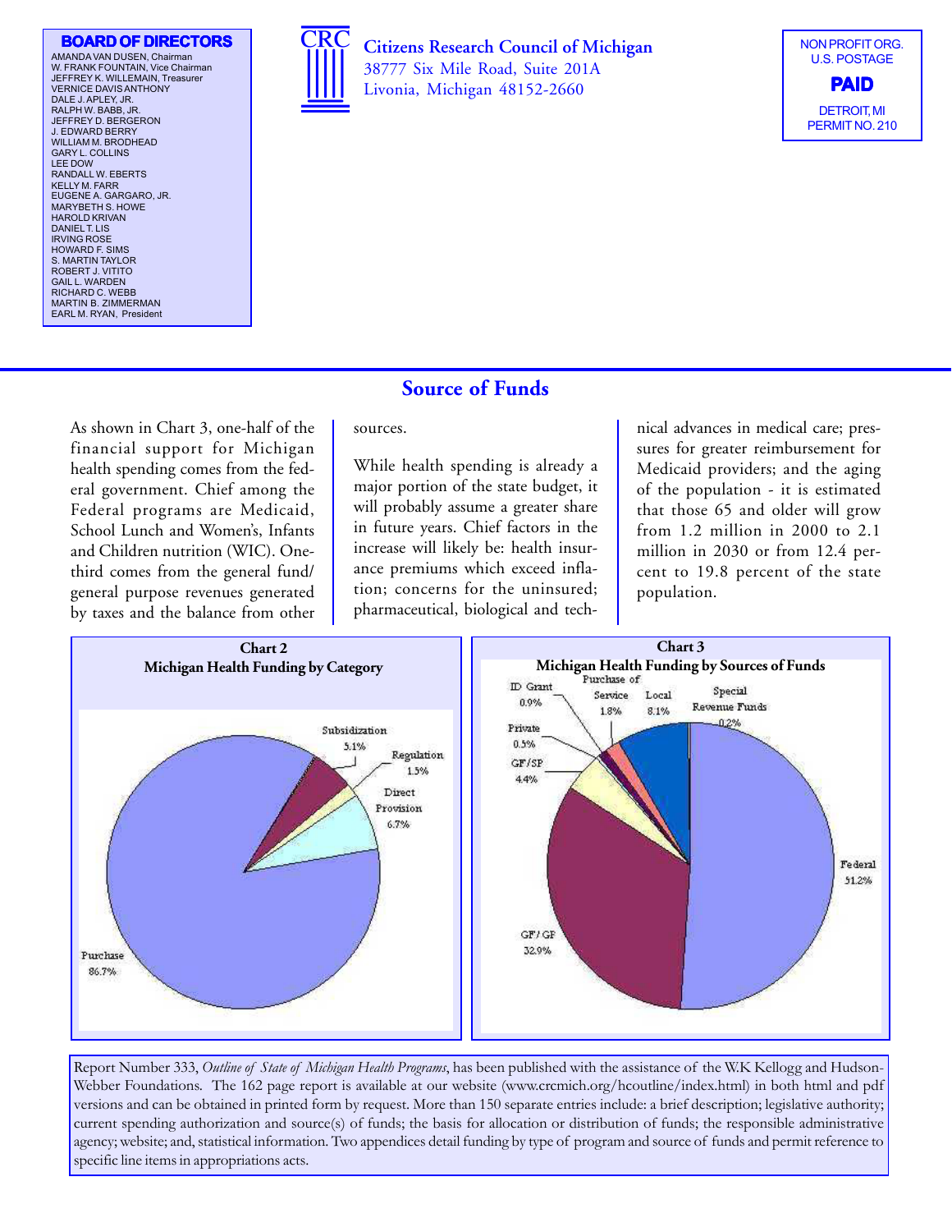**BOARD OF DIRECTORS**

AMANDA VAN DUSEN, Chairman
W. FRANK FOUNTAIN, Vice Chairman
JEFFREY K. WILLEMAIN, Treasurer
VERNICE DAVIS ANTHONY
DALE J. APLEY, JR.
RALPH W. BABB, JR.
JEFFREY D. BERGERON
J. EDWARD BERRY
WILLIAM M. BRODHEAD
GARY L. COLLINS
LEE DOW
RANDALL W. EBERTS
KELLY M. FARR
EUGENE A. GARGARO, JR.
MARYBETH S. HOWE
HAROLD KRIVAN
DANIEL T. LIS
IRVING ROSE
HOWARD F. SIMS
S. MARTIN TAYLOR
ROBERT J. VITITO
GAIL L. WARDEN
RICHARD C. WEBB
MARTIN B. ZIMMERMAN
EARL M. RYAN, President

CRC

**Citizens Research Council of Michigan**
38777 Six Mile Road, Suite 201A
Livonia, Michigan 48152-2660

NON PROFIT ORG.
U.S. POSTAGE
**PAID**
DETROIT, MI
PERMIT NO. 210

## Source of Funds

As shown in Chart 3, one-half of the financial support for Michigan health spending comes from the federal government. Chief among the Federal programs are Medicaid, School Lunch and Women's, Infants and Children nutrition (WIC). One-third comes from the general fund/general purpose revenues generated by taxes and the balance from other sources.

While health spending is already a major portion of the state budget, it will probably assume a greater share in future years. Chief factors in the increase will likely be: health insurance premiums which exceed inflation; concerns for the uninsured; pharmaceutical, biological and technical advances in medical care; pressures for greater reimbursement for Medicaid providers; and the aging of the population - it is estimated that those 65 and older will grow from 1.2 million in 2000 to 2.1 million in 2030 or from 12.4 percent to 19.8 percent of the state population.

**Chart 2**
**Michigan Health Funding by Category**

Subsidization 5.1%
Regulation 1.5%
Direct Provision 6.7%
Purchase 86.7%

**Chart 3**
**Michigan Health Funding by Sources of Funds**

ID Grant 0.9%
Purchase of Service 1.8%
Local 8.1%
Special Revenue Funds 0.2%
Private 0.5%
GF/SP 4.4%
Federal 51.2%
GF/GP 32.9%

Report Number 333, *Outline of State of Michigan Health Programs*, has been published with the assistance of the W.K Kellogg and Hudson-Webber Foundations. The 162 page report is available at our website (www.crcmich.org/hcoutline/index.html) in both html and pdf versions and can be obtained in printed form by request. More than 150 separate entries include: a brief description; legislative authority; current spending authorization and source(s) of funds; the basis for allocation or distribution of funds; the responsible administrative agency; website; and, statistical information. Two appendices detail funding by type of program and source of funds and permit reference to specific line items in appropriations acts.